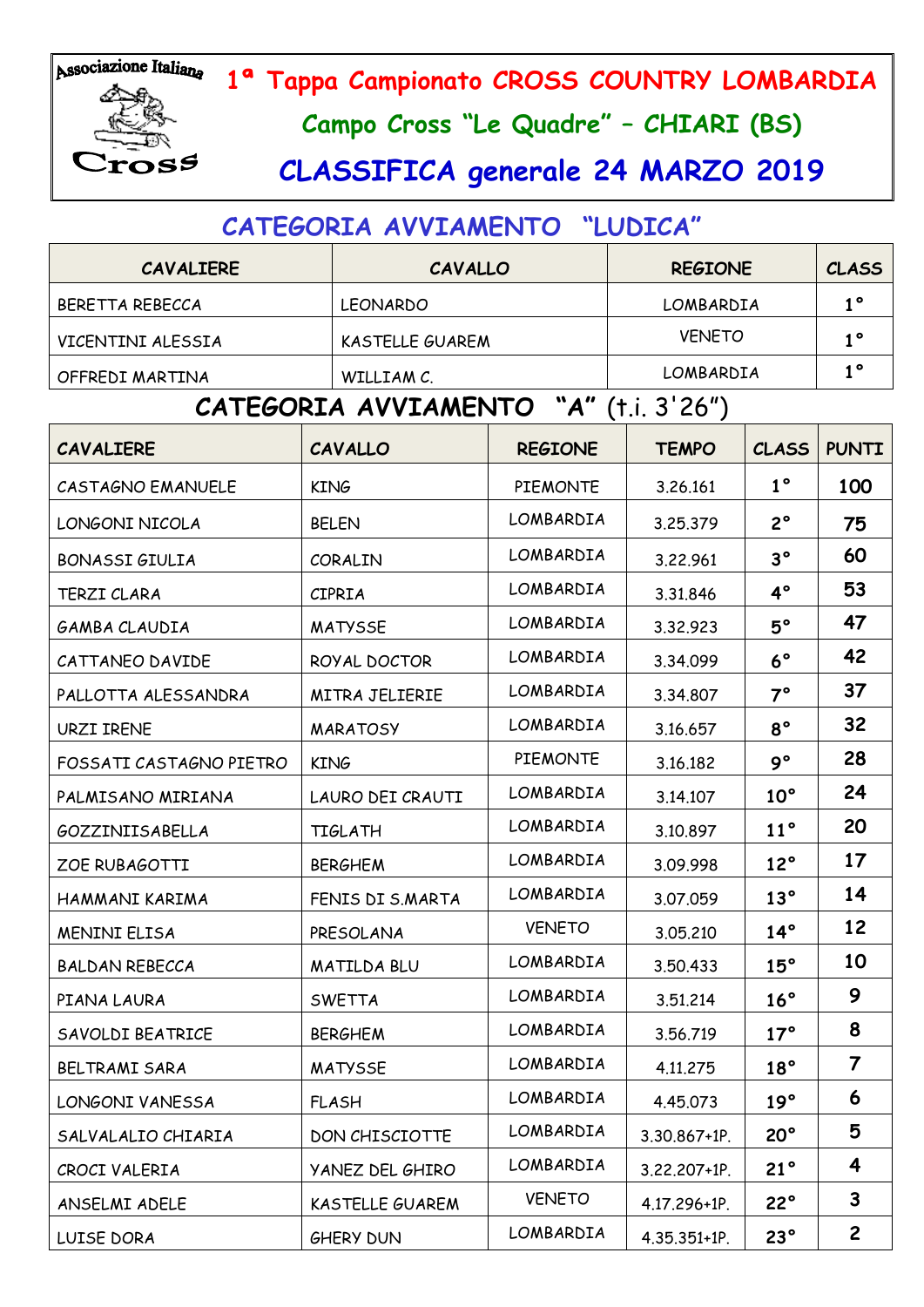Associazione Italiana Cross

# 1ª Tappa Campionato CROSS COUNTRY LOMBARDIA

## Campo Cross "Le Quadre" – CHIARI (BS)

## CLASSIFICA generale 24 MARZO 2019

### CATEGORIA AVVIAMENTO "LUDICA"

| CAVALIERE | CAVALLO | REGIONE | CLASS |
|---|---|---|---|
| BERETTA REBECCA | LEONARDO | LOMBARDIA | 1° |
| VICENTINI ALESSIA | KASTELLE GUAREM | VENETO | 1° |
| OFFREDI MARTINA | WILLIAM C. | LOMBARDIA | 1° |

### CATEGORIA AVVIAMENTO "A" (t.i. 3'26")

| CAVALIERE | CAVALLO | REGIONE | TEMPO | CLASS | PUNTI |
|---|---|---|---|---|---|
| CASTAGNO EMANUELE | KING | PIEMONTE | 3.26.161 | 1° | 100 |
| LONGONI NICOLA | BELEN | LOMBARDIA | 3.25.379 | 2° | 75 |
| BONASSI GIULIA | CORALIN | LOMBARDIA | 3.22.961 | 3° | 60 |
| TERZI CLARA | CIPRIA | LOMBARDIA | 3.31.846 | 4° | 53 |
| GAMBA CLAUDIA | MATYSSE | LOMBARDIA | 3.32.923 | 5° | 47 |
| CATTANEO DAVIDE | ROYAL DOCTOR | LOMBARDIA | 3.34.099 | 6° | 42 |
| PALLOTTA ALESSANDRA | MITRA JELIERIE | LOMBARDIA | 3.34.807 | 7° | 37 |
| URZI IRENE | MARATOSY | LOMBARDIA | 3.16.657 | 8° | 32 |
| FOSSATI CASTAGNO PIETRO | KING | PIEMONTE | 3.16.182 | 9° | 28 |
| PALMISANO MIRIANA | LAURO DEI CRAUTI | LOMBARDIA | 3.14.107 | 10° | 24 |
| GOZZINIISABELLA | TIGLATH | LOMBARDIA | 3.10.897 | 11° | 20 |
| ZOE RUBAGOTTI | BERGHEM | LOMBARDIA | 3.09.998 | 12° | 17 |
| HAMMANI KARIMA | FENIS DI S.MARTA | LOMBARDIA | 3.07.059 | 13° | 14 |
| MENINI ELISA | PRESOLANA | VENETO | 3.05.210 | 14° | 12 |
| BALDAN REBECCA | MATILDA BLU | LOMBARDIA | 3.50.433 | 15° | 10 |
| PIANA LAURA | SWETTA | LOMBARDIA | 3.51.214 | 16° | 9 |
| SAVOLDI BEATRICE | BERGHEM | LOMBARDIA | 3.56.719 | 17° | 8 |
| BELTRAMI SARA | MATYSSE | LOMBARDIA | 4.11.275 | 18° | 7 |
| LONGONI VANESSA | FLASH | LOMBARDIA | 4.45.073 | 19° | 6 |
| SALVALALIO CHIARIA | DON CHISCIOTTE | LOMBARDIA | 3.30.867+1P. | 20° | 5 |
| CROCI VALERIA | YANEZ DEL GHIRO | LOMBARDIA | 3.22.207+1P. | 21° | 4 |
| ANSELMI ADELE | KASTELLE GUAREM | VENETO | 4.17.296+1P. | 22° | 3 |
| LUISE DORA | GHERY DUN | LOMBARDIA | 4.35.351+1P. | 23° | 2 |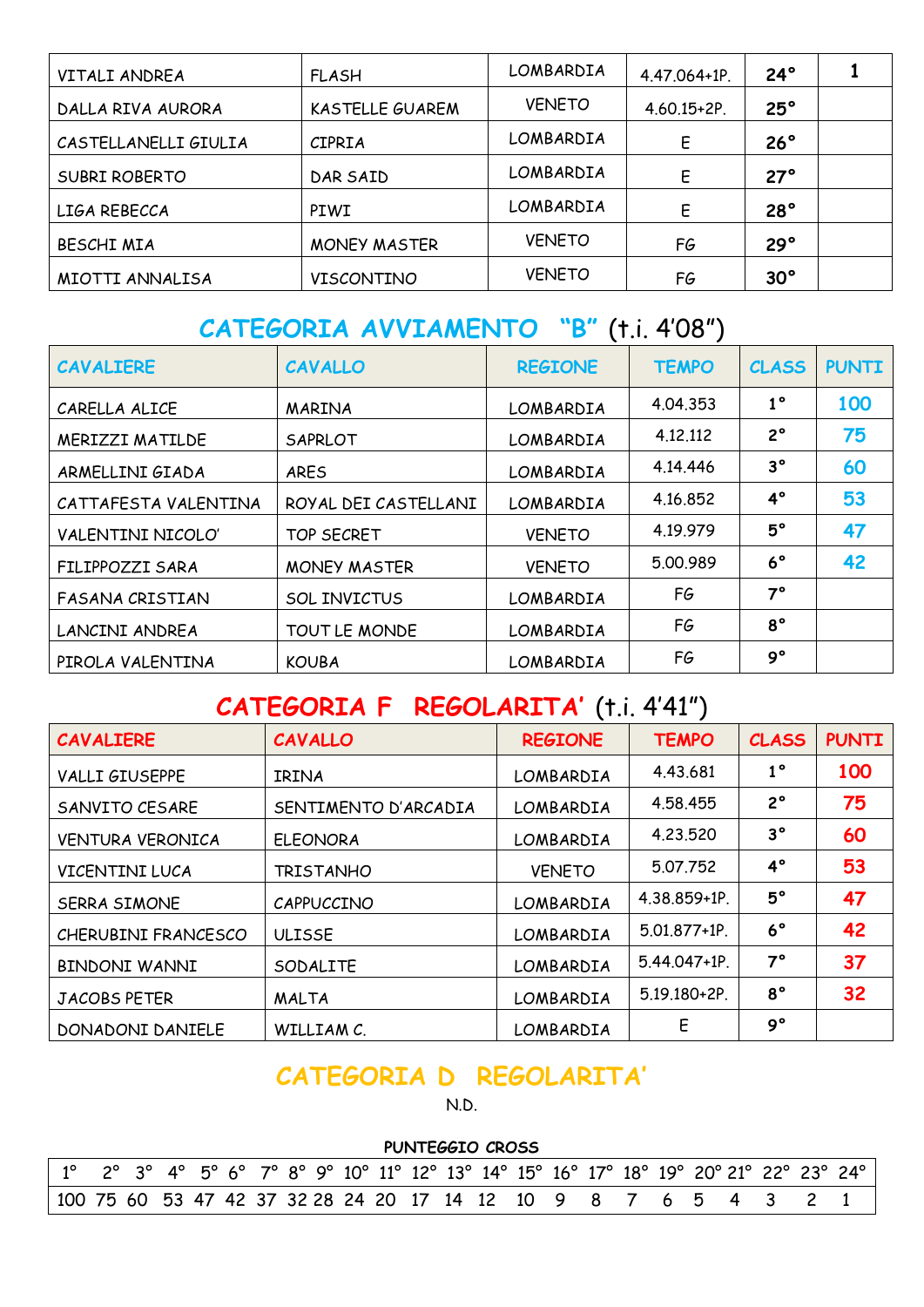| | | | | | |
|---|---|---|---|---|---|
| VITALI ANDREA | FLASH | LOMBARDIA | 4.47.064+1P. | 24° | 1 |
| DALLA RIVA AURORA | KASTELLE GUAREM | VENETO | 4.60.15+2P. | 25° | |
| CASTELLANELLI GIULIA | CIPRIA | LOMBARDIA | E | 26° | |
| SUBRI ROBERTO | DAR SAID | LOMBARDIA | E | 27° | |
| LIGA REBECCA | PIWI | LOMBARDIA | E | 28° | |
| BESCHI MIA | MONEY MASTER | VENETO | FG | 29° | |
| MIOTTI ANNALISA | VISCONTINO | VENETO | FG | 30° | |

## CATEGORIA AVVIAMENTO "B" (t.i. 4'08")

| CAVALIERE | CAVALLO | REGIONE | TEMPO | CLASS | PUNTI |
|---|---|---|---|---|---|
| CARELLA ALICE | MARINA | LOMBARDIA | 4.04.353 | 1° | 100 |
| MERIZZI MATILDE | SAPRLOT | LOMBARDIA | 4.12.112 | 2° | 75 |
| ARMELLINI GIADA | ARES | LOMBARDIA | 4.14.446 | 3° | 60 |
| CATTAFESTA VALENTINA | ROYAL DEI CASTELLANI | LOMBARDIA | 4.16.852 | 4° | 53 |
| VALENTINI NICOLO' | TOP SECRET | VENETO | 4.19.979 | 5° | 47 |
| FILIPPOZZI SARA | MONEY MASTER | VENETO | 5.00.989 | 6° | 42 |
| FASANA CRISTIAN | SOL INVICTUS | LOMBARDIA | FG | 7° | |
| LANCINI ANDREA | TOUT LE MONDE | LOMBARDIA | FG | 8° | |
| PIROLA VALENTINA | KOUBA | LOMBARDIA | FG | 9° | |

## CATEGORIA F REGOLARITA' (t.i. 4'41")

| CAVALIERE | CAVALLO | REGIONE | TEMPO | CLASS | PUNTI |
|---|---|---|---|---|---|
| VALLI GIUSEPPE | IRINA | LOMBARDIA | 4.43.681 | 1° | 100 |
| SANVITO CESARE | SENTIMENTO D'ARCADIA | LOMBARDIA | 4.58.455 | 2° | 75 |
| VENTURA VERONICA | ELEONORA | LOMBARDIA | 4.23.520 | 3° | 60 |
| VICENTINI LUCA | TRISTANHO | VENETO | 5.07.752 | 4° | 53 |
| SERRA SIMONE | CAPPUCCINO | LOMBARDIA | 4.38.859+1P. | 5° | 47 |
| CHERUBINI FRANCESCO | ULISSE | LOMBARDIA | 5.01.877+1P. | 6° | 42 |
| BINDONI WANNI | SODALITE | LOMBARDIA | 5.44.047+1P. | 7° | 37 |
| JACOBS PETER | MALTA | LOMBARDIA | 5.19.180+2P. | 8° | 32 |
| DONADONI DANIELE | WILLIAM C. | LOMBARDIA | E | 9° | |

## CATEGORIA D REGOLARITA'

N.D.

**PUNTEGGIO CROSS**

| | | | | | | | | | | | | | | | | | | | | | | | |
|---|---|---|---|---|---|---|---|---|---|---|---|---|---|---|---|---|---|---|---|---|---|---|---|
| 1° | 2° | 3° | 4° | 5° | 6° | 7° | 8° | 9° | 10° | 11° | 12° | 13° | 14° | 15° | 16° | 17° | 18° | 19° | 20° | 21° | 22° | 23° | 24° |
| 100 | 75 | 60 | 53 | 47 | 42 | 37 | 32 | 28 | 24 | 20 | 17 | 14 | 12 | 10 | 9 | 8 | 7 | 6 | 5 | 4 | 3 | 2 | 1 |